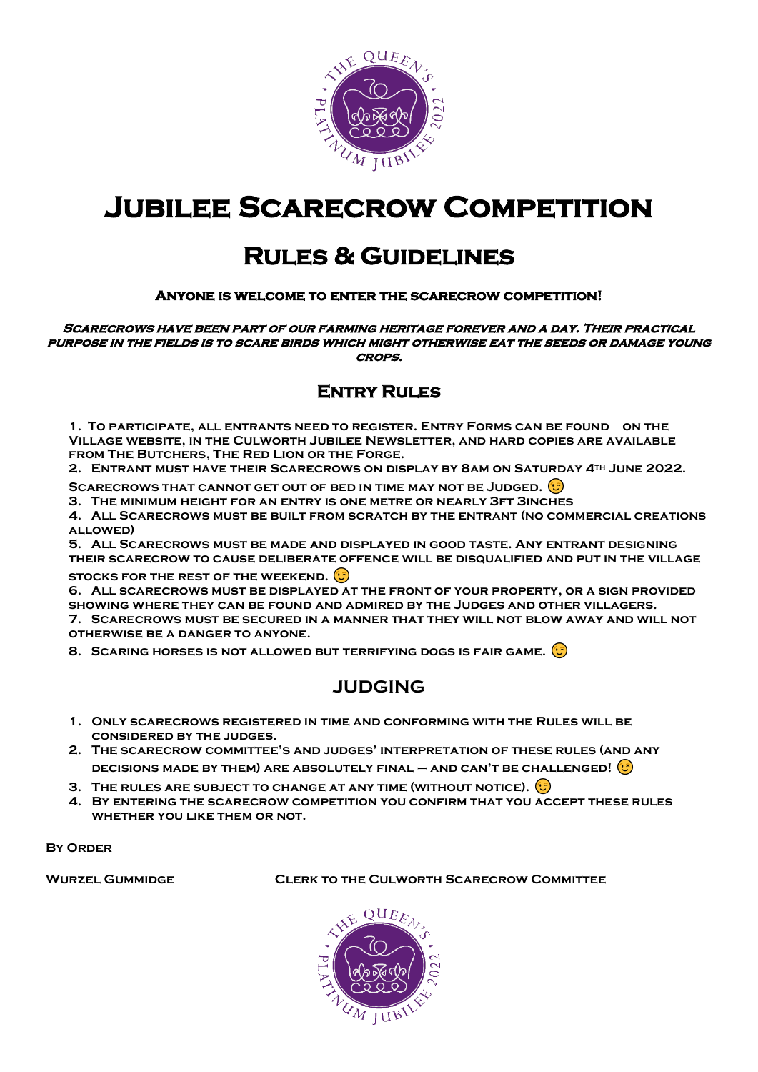# Jubilee Scarecrow Competition

## Rules & Guidelines

**Anyone is welcome to enter the scarecrow competition!**

***Scarecrows have been part of our farming heritage forever and a day. Their practical purpose in the fields is to scare birds which might otherwise eat the seeds or damage young crops.***

### Entry Rules

1. To participate, all entrants need to register. Entry Forms can be found on the Village website, in the Culworth Jubilee Newsletter, and hard copies are available from The Butchers, The Red Lion or The Forge.
2. Entrant must have their Scarecrows on display by 8am on Saturday 4th June 2022.

   Scarecrows that cannot get out of bed in time may not be Judged. 😉
3. The minimum height for an entry is one metre or nearly 3ft 3inches
4. All Scarecrows must be built from scratch by the entrant (no commercial creations allowed)
5. All Scarecrows must be made and displayed in good taste. Any entrant designing their scarecrow to cause deliberate offence will be disqualified and put in the village stocks for the rest of the weekend. 😉
6. All scarecrows must be displayed at the front of your property, or a sign provided showing where they can be found and admired by the Judges and other villagers.
7. Scarecrows must be secured in a manner that they will not blow away and will not otherwise be a danger to anyone.
8. Scaring horses is not allowed but terrifying dogs is fair game. 😉

### JUDGING

1. Only scarecrows registered in time and conforming with the Rules will be considered by the Judges.
2. The scarecrow committee's and judges' interpretation of these rules (and any decisions made by them) are absolutely final – and can't be challenged! 😉
3. The rules are subject to change at any time (without notice). 😉
4. By entering the scarecrow competition you confirm that you accept these rules whether you like them or not.

By Order

Wurzel Gummidge Clerk to the Culworth Scarecrow Committee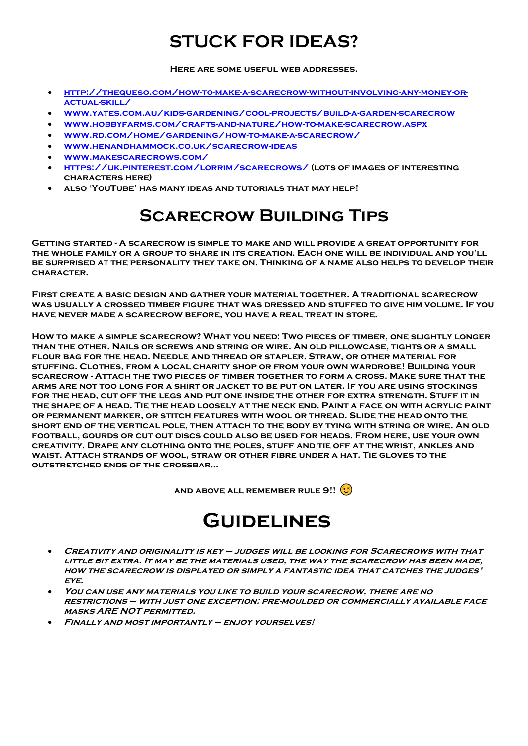# STUCK FOR IDEAS?

**Here are some useful web addresses.**

- [http://thequeso.com/how-to-make-a-scarecrow-without-involving-any-money-or-actual-skill/](http://thequeso.com/how-to-make-a-scarecrow-without-involving-any-money-or-actual-skill/)
- [www.yates.com.au/kids-gardening/cool-projects/build-a-garden-scarecrow](www.yates.com.au/kids-gardening/cool-projects/build-a-garden-scarecrow)
- [www.hobbyfarms.com/crafts-and-nature/how-to-make-scarecrow.aspx](www.hobbyfarms.com/crafts-and-nature/how-to-make-scarecrow.aspx)
- [www.rd.com/home/gardening/how-to-make-a-scarecrow/](www.rd.com/home/gardening/how-to-make-a-scarecrow/)
- [www.henandhammock.co.uk/scarecrow-ideas](www.henandhammock.co.uk/scarecrow-ideas)
- [www.makescarecrows.com/](www.makescarecrows.com/)
- [https://uk.pinterest.com/lorrim/scarecrows/](https://uk.pinterest.com/lorrim/scarecrows/) (lots of images of interesting characters here)
- Also 'YouTube' has many ideas and tutorials that may help!

# Scarecrow Building Tips

Getting started - A scarecrow is simple to make and will provide a great opportunity for the whole family or a group to share in its creation. Each one will be individual and you'll be surprised at the personality they take on. Thinking of a name also helps to develop their character.

First create a basic design and gather your material together. A traditional scarecrow was usually a crossed timber figure that was dressed and stuffed to give him volume. If you have never made a scarecrow before, you have a real treat in store.

How to make a simple scarecrow? What you need: Two pieces of timber, one slightly longer than the other. Nails or screws and string or wire. An old pillowcase, tights or a small flour bag for the head. Needle and thread or stapler. Straw, or other material for stuffing. Clothes, from a local charity shop or from your own wardrobe! Building your scarecrow - Attach the two pieces of timber together to form a cross. Make sure that the arms are not too long for a shirt or jacket to be put on later. If you are using stockings for the head, cut off the legs and put one inside the other for extra strength. Stuff it in the shape of a head. Tie the head loosely at the neck end. Paint a face on with acrylic paint or permanent marker, or stitch features with wool or thread. Slide the head onto the short end of the vertical pole, then attach to the body by tying with string or wire. An old football, gourds or cut out discs could also be used for heads. From here, use your own creativity. Drape any clothing onto the poles, stuff and tie off at the wrist, ankles and waist. Attach strands of wool, straw or other fibre under a hat. Tie the gloves to the outstretched ends of the crossbar...

**and above all remember rule 9!! 😉**

# Guidelines

- *Creativity and originality is key – judges will be looking for Scarecrows with that little bit extra. It may be the materials used, the way the scarecrow has been made, how the scarecrow is displayed or simply a fantastic idea that catches the judges' eye.*
- *You can use any materials you like to build your scarecrow, there are no restrictions – with just one exception: pre-moulded or commercially available face masks ARE NOT permitted.*
- *Finally and most importantly – enjoy yourselves!*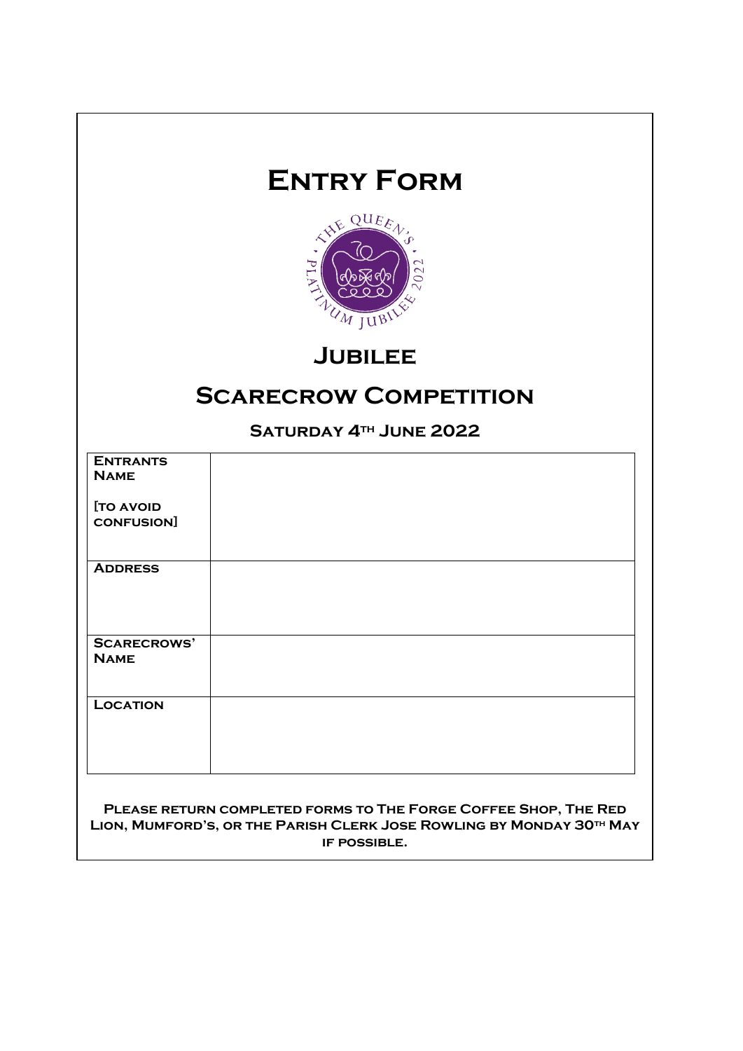# Entry Form

## Jubilee

## Scarecrow Competition

### Saturday 4th June 2022

| | |
|---|---|
| **Entrants Name**<br><br>**[to avoid confusion]** | |
| **Address** | |
| **Scarecrows' Name** | |
| **Location** | |

**Please return completed forms to The Forge Coffee Shop, The Red Lion, Mumford's, or the Parish Clerk Jose Rowling by Monday 30th May if possible.**